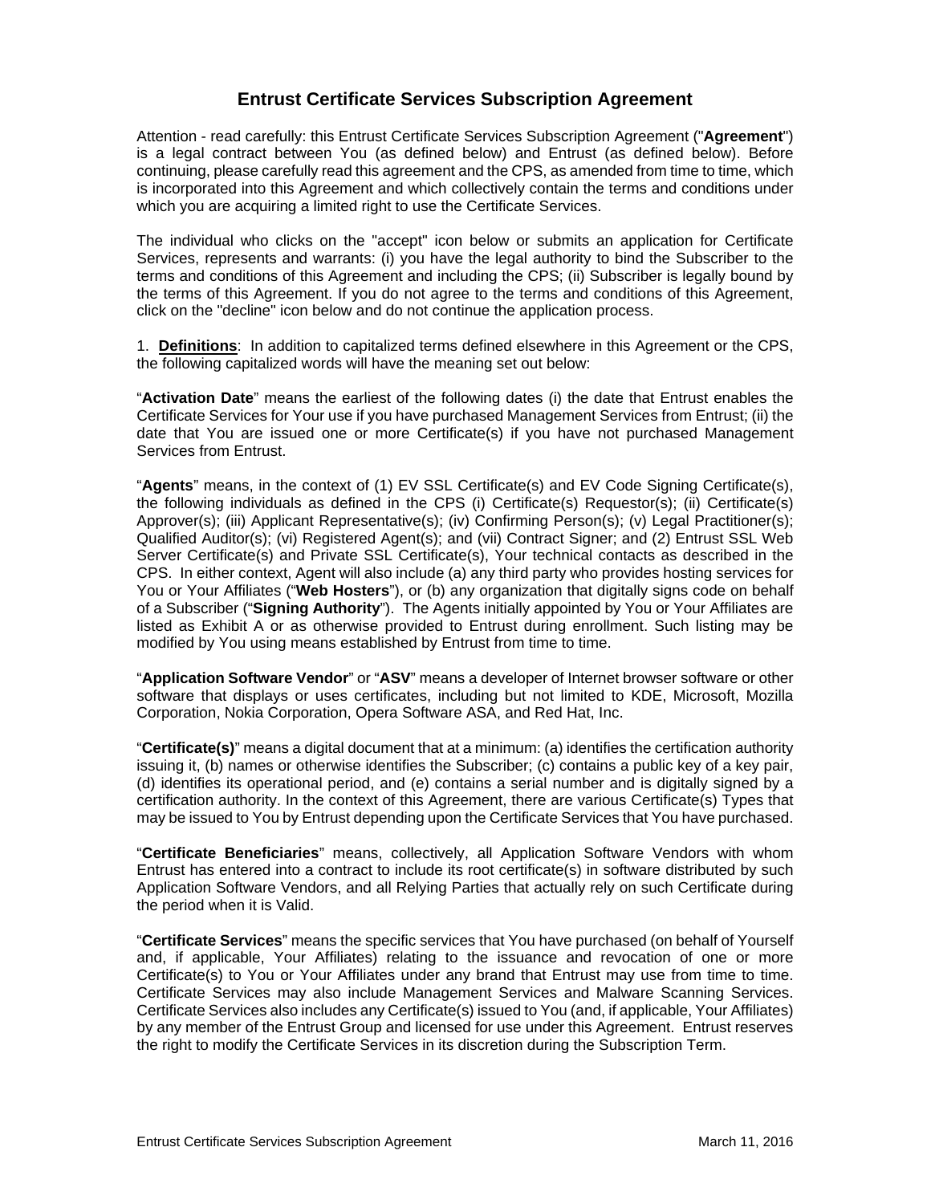# Entrust Certificate Services Subscription Agreement

Attention - read carefully: this Entrust Certificate Services Subscription Agreement ("**Agreement**") is a legal contract between You (as defined below) and Entrust (as defined below). Before continuing, please carefully read this agreement and the CPS, as amended from time to time, which is incorporated into this Agreement and which collectively contain the terms and conditions under which you are acquiring a limited right to use the Certificate Services.

The individual who clicks on the "accept" icon below or submits an application for Certificate Services, represents and warrants: (i) you have the legal authority to bind the Subscriber to the terms and conditions of this Agreement and including the CPS; (ii) Subscriber is legally bound by the terms of this Agreement. If you do not agree to the terms and conditions of this Agreement, click on the "decline" icon below and do not continue the application process.

1. **Definitions**: In addition to capitalized terms defined elsewhere in this Agreement or the CPS, the following capitalized words will have the meaning set out below:

"**Activation Date**" means the earliest of the following dates (i) the date that Entrust enables the Certificate Services for Your use if you have purchased Management Services from Entrust; (ii) the date that You are issued one or more Certificate(s) if you have not purchased Management Services from Entrust.

"**Agents**" means, in the context of (1) EV SSL Certificate(s) and EV Code Signing Certificate(s), the following individuals as defined in the CPS (i) Certificate(s) Requestor(s); (ii) Certificate(s) Approver(s); (iii) Applicant Representative(s); (iv) Confirming Person(s); (v) Legal Practitioner(s); Qualified Auditor(s); (vi) Registered Agent(s); and (vii) Contract Signer; and (2) Entrust SSL Web Server Certificate(s) and Private SSL Certificate(s), Your technical contacts as described in the CPS. In either context, Agent will also include (a) any third party who provides hosting services for You or Your Affiliates ("**Web Hosters**"), or (b) any organization that digitally signs code on behalf of a Subscriber ("**Signing Authority**"). The Agents initially appointed by You or Your Affiliates are listed as Exhibit A or as otherwise provided to Entrust during enrollment. Such listing may be modified by You using means established by Entrust from time to time.

"**Application Software Vendor**" or "**ASV**" means a developer of Internet browser software or other software that displays or uses certificates, including but not limited to KDE, Microsoft, Mozilla Corporation, Nokia Corporation, Opera Software ASA, and Red Hat, Inc.

"**Certificate(s)**" means a digital document that at a minimum: (a) identifies the certification authority issuing it, (b) names or otherwise identifies the Subscriber; (c) contains a public key of a key pair, (d) identifies its operational period, and (e) contains a serial number and is digitally signed by a certification authority. In the context of this Agreement, there are various Certificate(s) Types that may be issued to You by Entrust depending upon the Certificate Services that You have purchased.

"**Certificate Beneficiaries**" means, collectively, all Application Software Vendors with whom Entrust has entered into a contract to include its root certificate(s) in software distributed by such Application Software Vendors, and all Relying Parties that actually rely on such Certificate during the period when it is Valid.

"**Certificate Services**" means the specific services that You have purchased (on behalf of Yourself and, if applicable, Your Affiliates) relating to the issuance and revocation of one or more Certificate(s) to You or Your Affiliates under any brand that Entrust may use from time to time. Certificate Services may also include Management Services and Malware Scanning Services. Certificate Services also includes any Certificate(s) issued to You (and, if applicable, Your Affiliates) by any member of the Entrust Group and licensed for use under this Agreement. Entrust reserves the right to modify the Certificate Services in its discretion during the Subscription Term.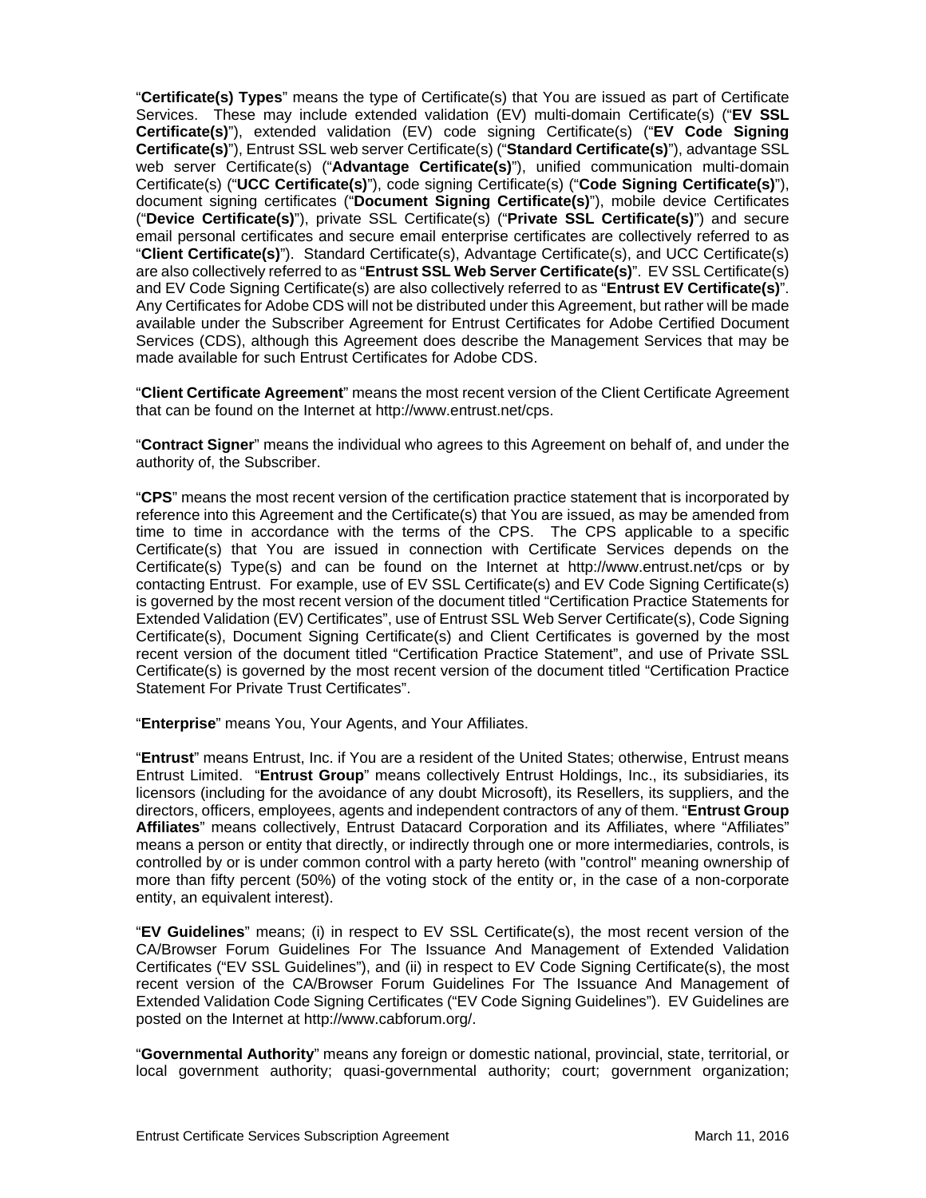"**Certificate(s) Types**" means the type of Certificate(s) that You are issued as part of Certificate Services. These may include extended validation (EV) multi-domain Certificate(s) ("**EV SSL Certificate(s)**"), extended validation (EV) code signing Certificate(s) ("**EV Code Signing Certificate(s)**"), Entrust SSL web server Certificate(s) ("**Standard Certificate(s)**"), advantage SSL web server Certificate(s) ("**Advantage Certificate(s)**"), unified communication multi-domain Certificate(s) ("**UCC Certificate(s)**"), code signing Certificate(s) ("**Code Signing Certificate(s)**"), document signing certificates ("**Document Signing Certificate(s)**"), mobile device Certificates ("**Device Certificate(s)**"), private SSL Certificate(s) ("**Private SSL Certificate(s)**") and secure email personal certificates and secure email enterprise certificates are collectively referred to as "**Client Certificate(s)**"). Standard Certificate(s), Advantage Certificate(s), and UCC Certificate(s) are also collectively referred to as "**Entrust SSL Web Server Certificate(s)**". EV SSL Certificate(s) and EV Code Signing Certificate(s) are also collectively referred to as "**Entrust EV Certificate(s)**". Any Certificates for Adobe CDS will not be distributed under this Agreement, but rather will be made available under the Subscriber Agreement for Entrust Certificates for Adobe Certified Document Services (CDS), although this Agreement does describe the Management Services that may be made available for such Entrust Certificates for Adobe CDS.

"**Client Certificate Agreement**" means the most recent version of the Client Certificate Agreement that can be found on the Internet at http://www.entrust.net/cps.

"**Contract Signer**" means the individual who agrees to this Agreement on behalf of, and under the authority of, the Subscriber.

"**CPS**" means the most recent version of the certification practice statement that is incorporated by reference into this Agreement and the Certificate(s) that You are issued, as may be amended from time to time in accordance with the terms of the CPS. The CPS applicable to a specific Certificate(s) that You are issued in connection with Certificate Services depends on the Certificate(s) Type(s) and can be found on the Internet at http://www.entrust.net/cps or by contacting Entrust. For example, use of EV SSL Certificate(s) and EV Code Signing Certificate(s) is governed by the most recent version of the document titled "Certification Practice Statements for Extended Validation (EV) Certificates", use of Entrust SSL Web Server Certificate(s), Code Signing Certificate(s), Document Signing Certificate(s) and Client Certificates is governed by the most recent version of the document titled "Certification Practice Statement", and use of Private SSL Certificate(s) is governed by the most recent version of the document titled "Certification Practice Statement For Private Trust Certificates".

"**Enterprise**" means You, Your Agents, and Your Affiliates.

"**Entrust**" means Entrust, Inc. if You are a resident of the United States; otherwise, Entrust means Entrust Limited. "**Entrust Group**" means collectively Entrust Holdings, Inc., its subsidiaries, its licensors (including for the avoidance of any doubt Microsoft), its Resellers, its suppliers, and the directors, officers, employees, agents and independent contractors of any of them. "**Entrust Group Affiliates**" means collectively, Entrust Datacard Corporation and its Affiliates, where "Affiliates" means a person or entity that directly, or indirectly through one or more intermediaries, controls, is controlled by or is under common control with a party hereto (with "control" meaning ownership of more than fifty percent (50%) of the voting stock of the entity or, in the case of a non-corporate entity, an equivalent interest).

"**EV Guidelines**" means; (i) in respect to EV SSL Certificate(s), the most recent version of the CA/Browser Forum Guidelines For The Issuance And Management of Extended Validation Certificates ("EV SSL Guidelines"), and (ii) in respect to EV Code Signing Certificate(s), the most recent version of the CA/Browser Forum Guidelines For The Issuance And Management of Extended Validation Code Signing Certificates ("EV Code Signing Guidelines"). EV Guidelines are posted on the Internet at http://www.cabforum.org/.

"**Governmental Authority**" means any foreign or domestic national, provincial, state, territorial, or local government authority; quasi-governmental authority; court; government organization;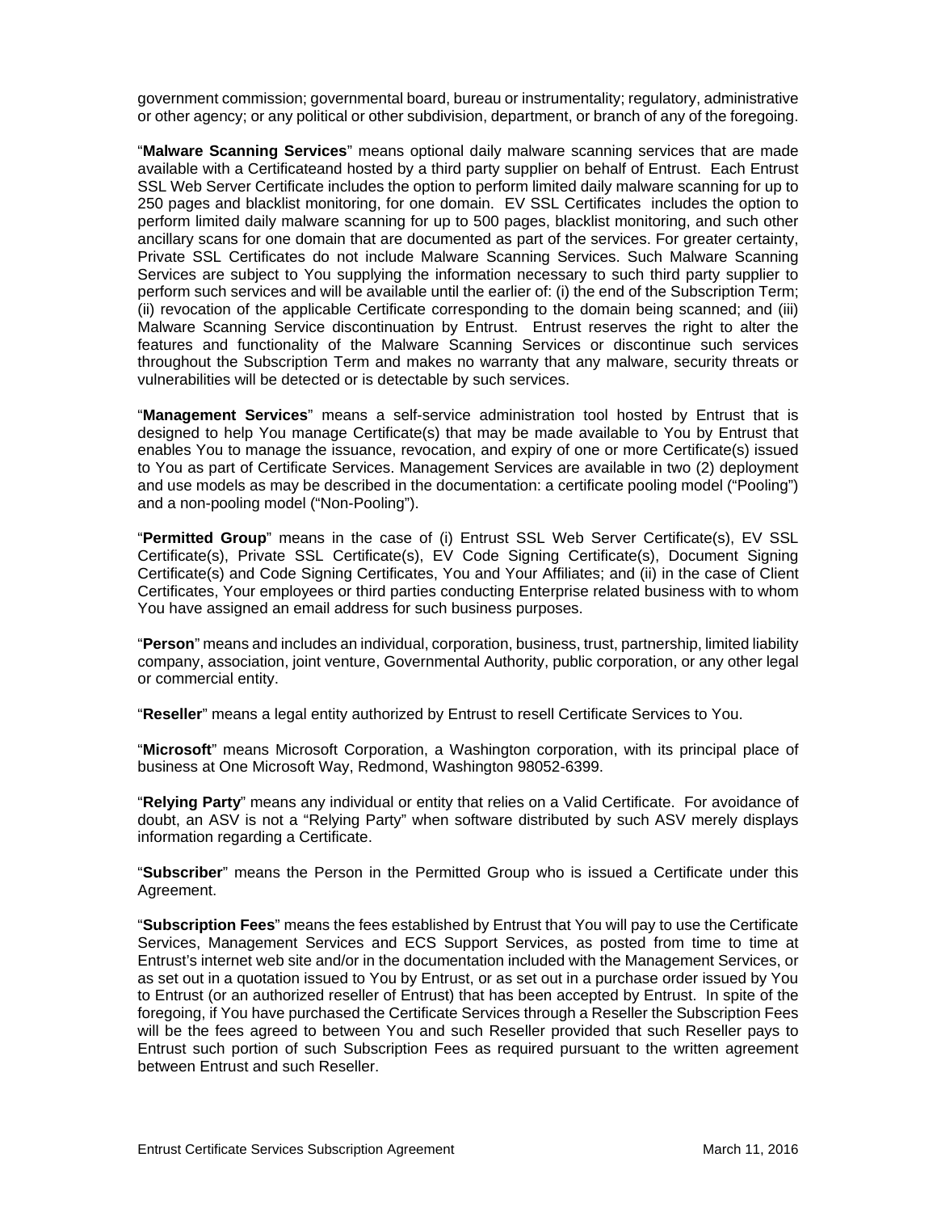government commission; governmental board, bureau or instrumentality; regulatory, administrative or other agency; or any political or other subdivision, department, or branch of any of the foregoing.

"**Malware Scanning Services**" means optional daily malware scanning services that are made available with a Certificateand hosted by a third party supplier on behalf of Entrust. Each Entrust SSL Web Server Certificate includes the option to perform limited daily malware scanning for up to 250 pages and blacklist monitoring, for one domain. EV SSL Certificates includes the option to perform limited daily malware scanning for up to 500 pages, blacklist monitoring, and such other ancillary scans for one domain that are documented as part of the services. For greater certainty, Private SSL Certificates do not include Malware Scanning Services. Such Malware Scanning Services are subject to You supplying the information necessary to such third party supplier to perform such services and will be available until the earlier of: (i) the end of the Subscription Term; (ii) revocation of the applicable Certificate corresponding to the domain being scanned; and (iii) Malware Scanning Service discontinuation by Entrust. Entrust reserves the right to alter the features and functionality of the Malware Scanning Services or discontinue such services throughout the Subscription Term and makes no warranty that any malware, security threats or vulnerabilities will be detected or is detectable by such services.

"**Management Services**" means a self-service administration tool hosted by Entrust that is designed to help You manage Certificate(s) that may be made available to You by Entrust that enables You to manage the issuance, revocation, and expiry of one or more Certificate(s) issued to You as part of Certificate Services. Management Services are available in two (2) deployment and use models as may be described in the documentation: a certificate pooling model ("Pooling") and a non-pooling model ("Non-Pooling").

"**Permitted Group**" means in the case of (i) Entrust SSL Web Server Certificate(s), EV SSL Certificate(s), Private SSL Certificate(s), EV Code Signing Certificate(s), Document Signing Certificate(s) and Code Signing Certificates, You and Your Affiliates; and (ii) in the case of Client Certificates, Your employees or third parties conducting Enterprise related business with to whom You have assigned an email address for such business purposes.

"**Person**" means and includes an individual, corporation, business, trust, partnership, limited liability company, association, joint venture, Governmental Authority, public corporation, or any other legal or commercial entity.

"**Reseller**" means a legal entity authorized by Entrust to resell Certificate Services to You.

"**Microsoft**" means Microsoft Corporation, a Washington corporation, with its principal place of business at One Microsoft Way, Redmond, Washington 98052-6399.

"**Relying Party**" means any individual or entity that relies on a Valid Certificate. For avoidance of doubt, an ASV is not a "Relying Party" when software distributed by such ASV merely displays information regarding a Certificate.

"**Subscriber**" means the Person in the Permitted Group who is issued a Certificate under this Agreement.

"**Subscription Fees**" means the fees established by Entrust that You will pay to use the Certificate Services, Management Services and ECS Support Services, as posted from time to time at Entrust's internet web site and/or in the documentation included with the Management Services, or as set out in a quotation issued to You by Entrust, or as set out in a purchase order issued by You to Entrust (or an authorized reseller of Entrust) that has been accepted by Entrust. In spite of the foregoing, if You have purchased the Certificate Services through a Reseller the Subscription Fees will be the fees agreed to between You and such Reseller provided that such Reseller pays to Entrust such portion of such Subscription Fees as required pursuant to the written agreement between Entrust and such Reseller.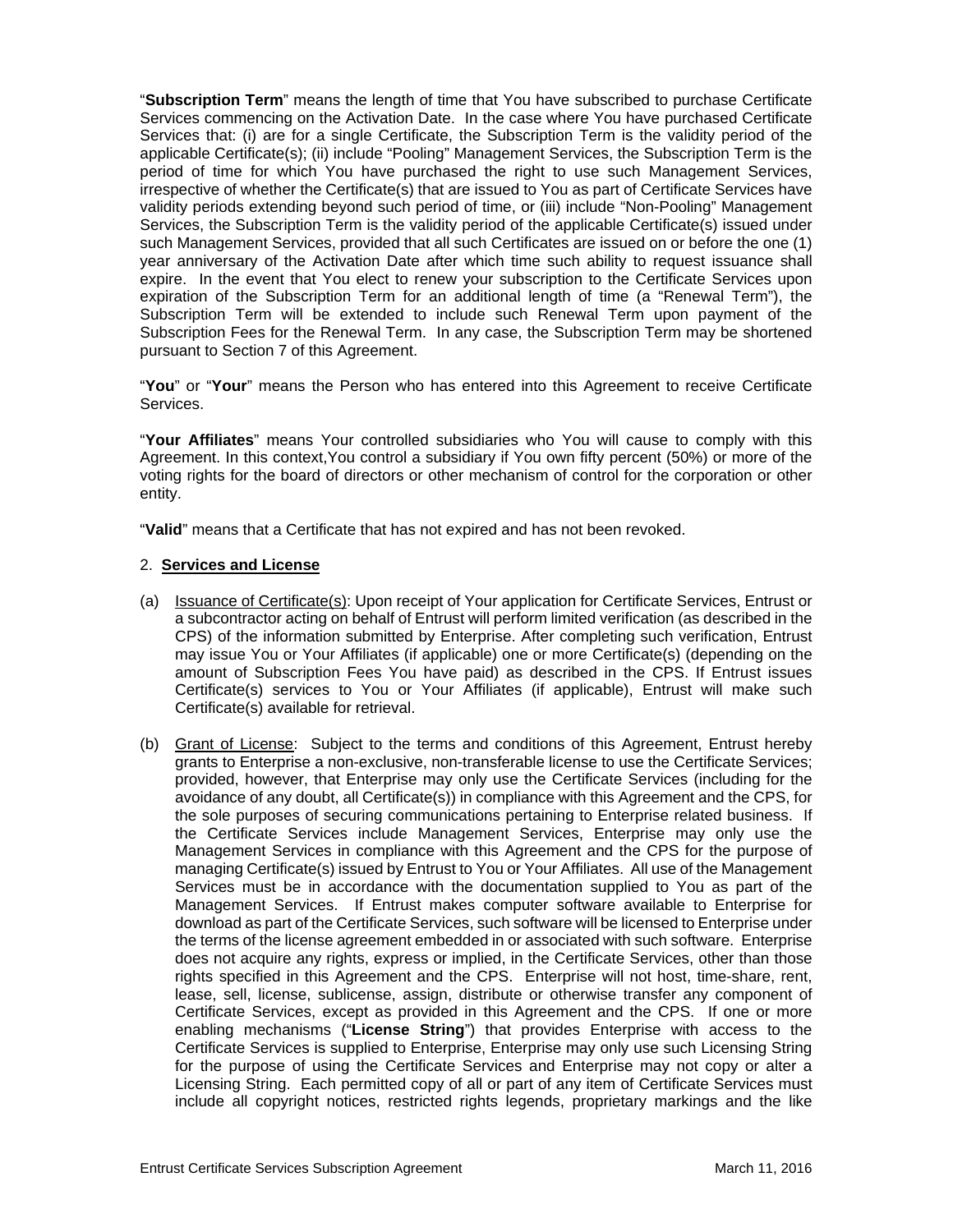"**Subscription Term**" means the length of time that You have subscribed to purchase Certificate Services commencing on the Activation Date. In the case where You have purchased Certificate Services that: (i) are for a single Certificate, the Subscription Term is the validity period of the applicable Certificate(s); (ii) include "Pooling" Management Services, the Subscription Term is the period of time for which You have purchased the right to use such Management Services, irrespective of whether the Certificate(s) that are issued to You as part of Certificate Services have validity periods extending beyond such period of time, or (iii) include "Non-Pooling" Management Services, the Subscription Term is the validity period of the applicable Certificate(s) issued under such Management Services, provided that all such Certificates are issued on or before the one (1) year anniversary of the Activation Date after which time such ability to request issuance shall expire. In the event that You elect to renew your subscription to the Certificate Services upon expiration of the Subscription Term for an additional length of time (a "Renewal Term"), the Subscription Term will be extended to include such Renewal Term upon payment of the Subscription Fees for the Renewal Term. In any case, the Subscription Term may be shortened pursuant to Section 7 of this Agreement.

"**You**" or "**Your**" means the Person who has entered into this Agreement to receive Certificate Services.

"**Your Affiliates**" means Your controlled subsidiaries who You will cause to comply with this Agreement. In this context,You control a subsidiary if You own fifty percent (50%) or more of the voting rights for the board of directors or other mechanism of control for the corporation or other entity.

"**Valid**" means that a Certificate that has not expired and has not been revoked.

2. **Services and License**

(a) Issuance of Certificate(s): Upon receipt of Your application for Certificate Services, Entrust or a subcontractor acting on behalf of Entrust will perform limited verification (as described in the CPS) of the information submitted by Enterprise. After completing such verification, Entrust may issue You or Your Affiliates (if applicable) one or more Certificate(s) (depending on the amount of Subscription Fees You have paid) as described in the CPS. If Entrust issues Certificate(s) services to You or Your Affiliates (if applicable), Entrust will make such Certificate(s) available for retrieval.

(b) Grant of License: Subject to the terms and conditions of this Agreement, Entrust hereby grants to Enterprise a non-exclusive, non-transferable license to use the Certificate Services; provided, however, that Enterprise may only use the Certificate Services (including for the avoidance of any doubt, all Certificate(s)) in compliance with this Agreement and the CPS, for the sole purposes of securing communications pertaining to Enterprise related business. If the Certificate Services include Management Services, Enterprise may only use the Management Services in compliance with this Agreement and the CPS for the purpose of managing Certificate(s) issued by Entrust to You or Your Affiliates. All use of the Management Services must be in accordance with the documentation supplied to You as part of the Management Services. If Entrust makes computer software available to Enterprise for download as part of the Certificate Services, such software will be licensed to Enterprise under the terms of the license agreement embedded in or associated with such software. Enterprise does not acquire any rights, express or implied, in the Certificate Services, other than those rights specified in this Agreement and the CPS. Enterprise will not host, time-share, rent, lease, sell, license, sublicense, assign, distribute or otherwise transfer any component of Certificate Services, except as provided in this Agreement and the CPS. If one or more enabling mechanisms ("**License String**") that provides Enterprise with access to the Certificate Services is supplied to Enterprise, Enterprise may only use such Licensing String for the purpose of using the Certificate Services and Enterprise may not copy or alter a Licensing String. Each permitted copy of all or part of any item of Certificate Services must include all copyright notices, restricted rights legends, proprietary markings and the like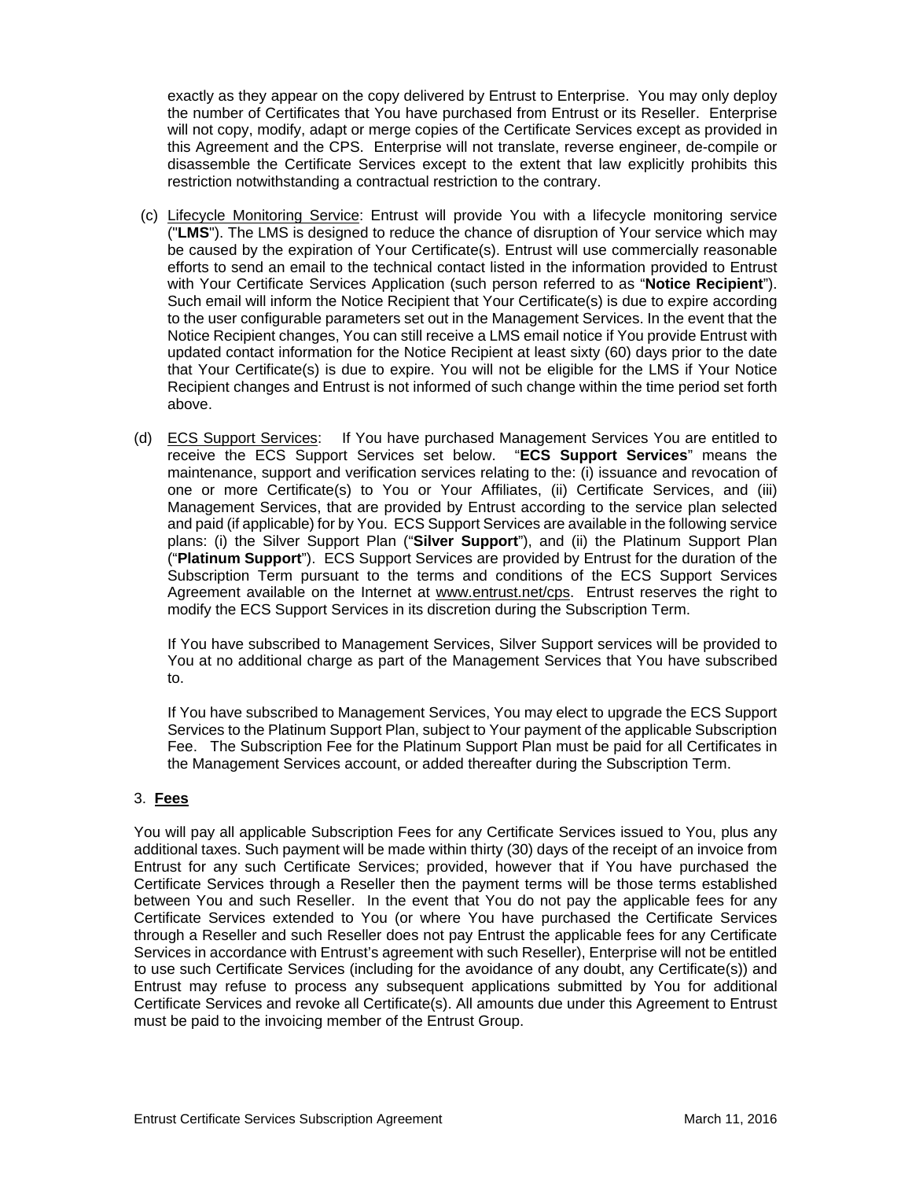exactly as they appear on the copy delivered by Entrust to Enterprise. You may only deploy the number of Certificates that You have purchased from Entrust or its Reseller. Enterprise will not copy, modify, adapt or merge copies of the Certificate Services except as provided in this Agreement and the CPS. Enterprise will not translate, reverse engineer, de-compile or disassemble the Certificate Services except to the extent that law explicitly prohibits this restriction notwithstanding a contractual restriction to the contrary.

(c) Lifecycle Monitoring Service: Entrust will provide You with a lifecycle monitoring service ("**LMS**"). The LMS is designed to reduce the chance of disruption of Your service which may be caused by the expiration of Your Certificate(s). Entrust will use commercially reasonable efforts to send an email to the technical contact listed in the information provided to Entrust with Your Certificate Services Application (such person referred to as "**Notice Recipient**"). Such email will inform the Notice Recipient that Your Certificate(s) is due to expire according to the user configurable parameters set out in the Management Services. In the event that the Notice Recipient changes, You can still receive a LMS email notice if You provide Entrust with updated contact information for the Notice Recipient at least sixty (60) days prior to the date that Your Certificate(s) is due to expire. You will not be eligible for the LMS if Your Notice Recipient changes and Entrust is not informed of such change within the time period set forth above.

(d) ECS Support Services: If You have purchased Management Services You are entitled to receive the ECS Support Services set below. "**ECS Support Services**" means the maintenance, support and verification services relating to the: (i) issuance and revocation of one or more Certificate(s) to You or Your Affiliates, (ii) Certificate Services, and (iii) Management Services, that are provided by Entrust according to the service plan selected and paid (if applicable) for by You. ECS Support Services are available in the following service plans: (i) the Silver Support Plan ("**Silver Support**"), and (ii) the Platinum Support Plan ("**Platinum Support**"). ECS Support Services are provided by Entrust for the duration of the Subscription Term pursuant to the terms and conditions of the ECS Support Services Agreement available on the Internet at www.entrust.net/cps. Entrust reserves the right to modify the ECS Support Services in its discretion during the Subscription Term.

If You have subscribed to Management Services, Silver Support services will be provided to You at no additional charge as part of the Management Services that You have subscribed to.

If You have subscribed to Management Services, You may elect to upgrade the ECS Support Services to the Platinum Support Plan, subject to Your payment of the applicable Subscription Fee. The Subscription Fee for the Platinum Support Plan must be paid for all Certificates in the Management Services account, or added thereafter during the Subscription Term.

3. **Fees**

You will pay all applicable Subscription Fees for any Certificate Services issued to You, plus any additional taxes. Such payment will be made within thirty (30) days of the receipt of an invoice from Entrust for any such Certificate Services; provided, however that if You have purchased the Certificate Services through a Reseller then the payment terms will be those terms established between You and such Reseller. In the event that You do not pay the applicable fees for any Certificate Services extended to You (or where You have purchased the Certificate Services through a Reseller and such Reseller does not pay Entrust the applicable fees for any Certificate Services in accordance with Entrust's agreement with such Reseller), Enterprise will not be entitled to use such Certificate Services (including for the avoidance of any doubt, any Certificate(s)) and Entrust may refuse to process any subsequent applications submitted by You for additional Certificate Services and revoke all Certificate(s). All amounts due under this Agreement to Entrust must be paid to the invoicing member of the Entrust Group.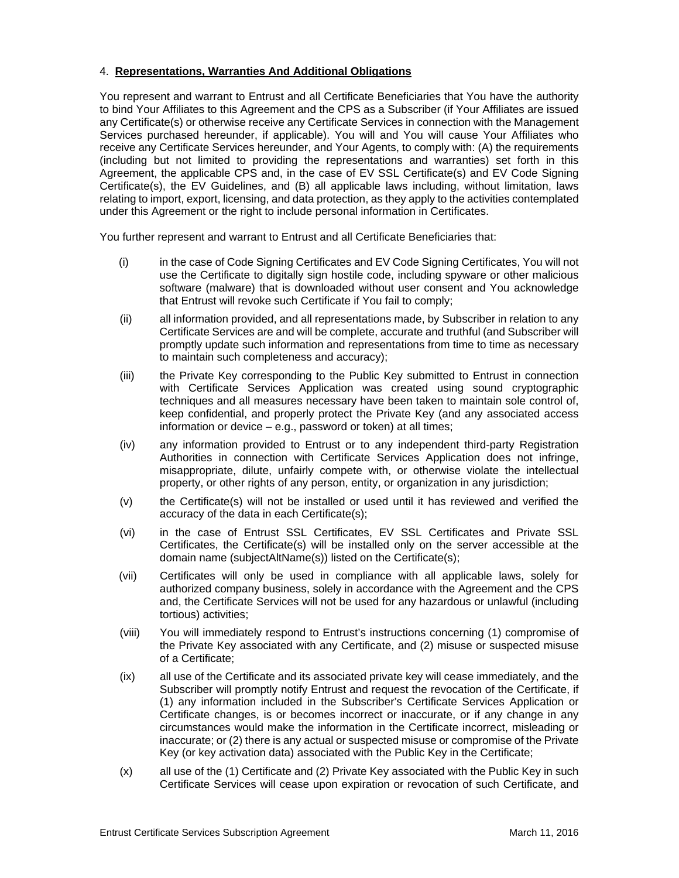4. **Representations, Warranties And Additional Obligations**

You represent and warrant to Entrust and all Certificate Beneficiaries that You have the authority to bind Your Affiliates to this Agreement and the CPS as a Subscriber (if Your Affiliates are issued any Certificate(s) or otherwise receive any Certificate Services in connection with the Management Services purchased hereunder, if applicable). You will and You will cause Your Affiliates who receive any Certificate Services hereunder, and Your Agents, to comply with: (A) the requirements (including but not limited to providing the representations and warranties) set forth in this Agreement, the applicable CPS and, in the case of EV SSL Certificate(s) and EV Code Signing Certificate(s), the EV Guidelines, and (B) all applicable laws including, without limitation, laws relating to import, export, licensing, and data protection, as they apply to the activities contemplated under this Agreement or the right to include personal information in Certificates.

You further represent and warrant to Entrust and all Certificate Beneficiaries that:

(i) in the case of Code Signing Certificates and EV Code Signing Certificates, You will not use the Certificate to digitally sign hostile code, including spyware or other malicious software (malware) that is downloaded without user consent and You acknowledge that Entrust will revoke such Certificate if You fail to comply;

(ii) all information provided, and all representations made, by Subscriber in relation to any Certificate Services are and will be complete, accurate and truthful (and Subscriber will promptly update such information and representations from time to time as necessary to maintain such completeness and accuracy);

(iii) the Private Key corresponding to the Public Key submitted to Entrust in connection with Certificate Services Application was created using sound cryptographic techniques and all measures necessary have been taken to maintain sole control of, keep confidential, and properly protect the Private Key (and any associated access information or device – e.g., password or token) at all times;

(iv) any information provided to Entrust or to any independent third-party Registration Authorities in connection with Certificate Services Application does not infringe, misappropriate, dilute, unfairly compete with, or otherwise violate the intellectual property, or other rights of any person, entity, or organization in any jurisdiction;

(v) the Certificate(s) will not be installed or used until it has reviewed and verified the accuracy of the data in each Certificate(s);

(vi) in the case of Entrust SSL Certificates, EV SSL Certificates and Private SSL Certificates, the Certificate(s) will be installed only on the server accessible at the domain name (subjectAltName(s)) listed on the Certificate(s);

(vii) Certificates will only be used in compliance with all applicable laws, solely for authorized company business, solely in accordance with the Agreement and the CPS and, the Certificate Services will not be used for any hazardous or unlawful (including tortious) activities;

(viii) You will immediately respond to Entrust's instructions concerning (1) compromise of the Private Key associated with any Certificate, and (2) misuse or suspected misuse of a Certificate;

(ix) all use of the Certificate and its associated private key will cease immediately, and the Subscriber will promptly notify Entrust and request the revocation of the Certificate, if (1) any information included in the Subscriber's Certificate Services Application or Certificate changes, is or becomes incorrect or inaccurate, or if any change in any circumstances would make the information in the Certificate incorrect, misleading or inaccurate; or (2) there is any actual or suspected misuse or compromise of the Private Key (or key activation data) associated with the Public Key in the Certificate;

(x) all use of the (1) Certificate and (2) Private Key associated with the Public Key in such Certificate Services will cease upon expiration or revocation of such Certificate, and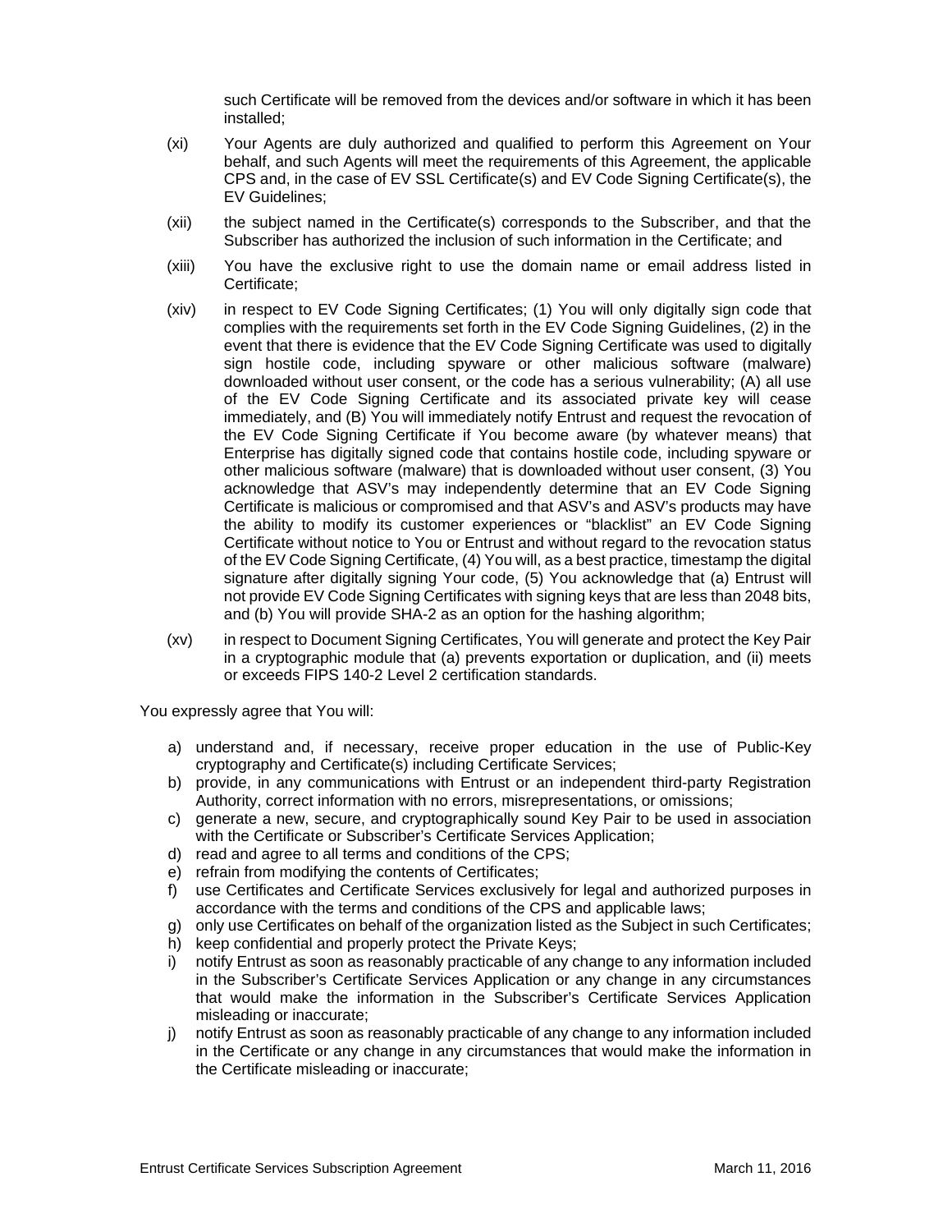such Certificate will be removed from the devices and/or software in which it has been installed;

(xi) Your Agents are duly authorized and qualified to perform this Agreement on Your behalf, and such Agents will meet the requirements of this Agreement, the applicable CPS and, in the case of EV SSL Certificate(s) and EV Code Signing Certificate(s), the EV Guidelines;

(xii) the subject named in the Certificate(s) corresponds to the Subscriber, and that the Subscriber has authorized the inclusion of such information in the Certificate; and

(xiii) You have the exclusive right to use the domain name or email address listed in Certificate;

(xiv) in respect to EV Code Signing Certificates; (1) You will only digitally sign code that complies with the requirements set forth in the EV Code Signing Guidelines, (2) in the event that there is evidence that the EV Code Signing Certificate was used to digitally sign hostile code, including spyware or other malicious software (malware) downloaded without user consent, or the code has a serious vulnerability; (A) all use of the EV Code Signing Certificate and its associated private key will cease immediately, and (B) You will immediately notify Entrust and request the revocation of the EV Code Signing Certificate if You become aware (by whatever means) that Enterprise has digitally signed code that contains hostile code, including spyware or other malicious software (malware) that is downloaded without user consent, (3) You acknowledge that ASV's may independently determine that an EV Code Signing Certificate is malicious or compromised and that ASV's and ASV's products may have the ability to modify its customer experiences or "blacklist" an EV Code Signing Certificate without notice to You or Entrust and without regard to the revocation status of the EV Code Signing Certificate, (4) You will, as a best practice, timestamp the digital signature after digitally signing Your code, (5) You acknowledge that (a) Entrust will not provide EV Code Signing Certificates with signing keys that are less than 2048 bits, and (b) You will provide SHA-2 as an option for the hashing algorithm;

(xv) in respect to Document Signing Certificates, You will generate and protect the Key Pair in a cryptographic module that (a) prevents exportation or duplication, and (ii) meets or exceeds FIPS 140-2 Level 2 certification standards.

You expressly agree that You will:

a) understand and, if necessary, receive proper education in the use of Public-Key cryptography and Certificate(s) including Certificate Services;
b) provide, in any communications with Entrust or an independent third-party Registration Authority, correct information with no errors, misrepresentations, or omissions;
c) generate a new, secure, and cryptographically sound Key Pair to be used in association with the Certificate or Subscriber's Certificate Services Application;
d) read and agree to all terms and conditions of the CPS;
e) refrain from modifying the contents of Certificates;
f) use Certificates and Certificate Services exclusively for legal and authorized purposes in accordance with the terms and conditions of the CPS and applicable laws;
g) only use Certificates on behalf of the organization listed as the Subject in such Certificates;
h) keep confidential and properly protect the Private Keys;
i) notify Entrust as soon as reasonably practicable of any change to any information included in the Subscriber's Certificate Services Application or any change in any circumstances that would make the information in the Subscriber's Certificate Services Application misleading or inaccurate;
j) notify Entrust as soon as reasonably practicable of any change to any information included in the Certificate or any change in any circumstances that would make the information in the Certificate misleading or inaccurate;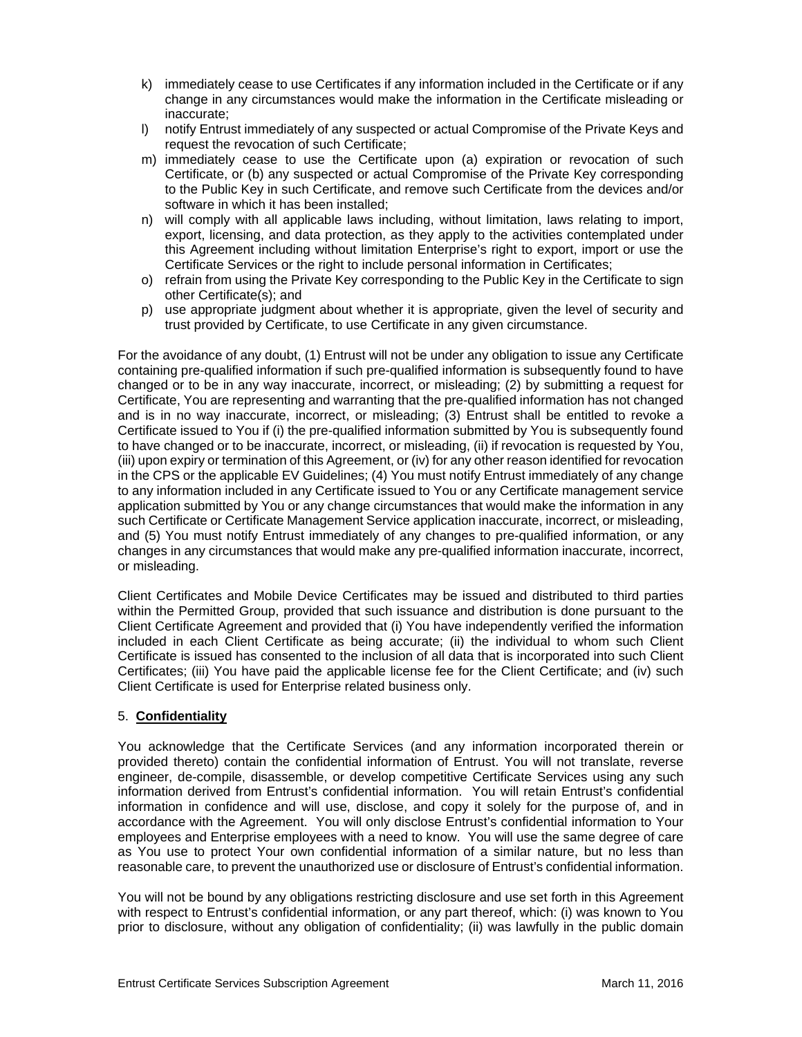k) immediately cease to use Certificates if any information included in the Certificate or if any change in any circumstances would make the information in the Certificate misleading or inaccurate;
l) notify Entrust immediately of any suspected or actual Compromise of the Private Keys and request the revocation of such Certificate;
m) immediately cease to use the Certificate upon (a) expiration or revocation of such Certificate, or (b) any suspected or actual Compromise of the Private Key corresponding to the Public Key in such Certificate, and remove such Certificate from the devices and/or software in which it has been installed;
n) will comply with all applicable laws including, without limitation, laws relating to import, export, licensing, and data protection, as they apply to the activities contemplated under this Agreement including without limitation Enterprise's right to export, import or use the Certificate Services or the right to include personal information in Certificates;
o) refrain from using the Private Key corresponding to the Public Key in the Certificate to sign other Certificate(s); and
p) use appropriate judgment about whether it is appropriate, given the level of security and trust provided by Certificate, to use Certificate in any given circumstance.

For the avoidance of any doubt, (1) Entrust will not be under any obligation to issue any Certificate containing pre-qualified information if such pre-qualified information is subsequently found to have changed or to be in any way inaccurate, incorrect, or misleading; (2) by submitting a request for Certificate, You are representing and warranting that the pre-qualified information has not changed and is in no way inaccurate, incorrect, or misleading; (3) Entrust shall be entitled to revoke a Certificate issued to You if (i) the pre-qualified information submitted by You is subsequently found to have changed or to be inaccurate, incorrect, or misleading, (ii) if revocation is requested by You, (iii) upon expiry or termination of this Agreement, or (iv) for any other reason identified for revocation in the CPS or the applicable EV Guidelines; (4) You must notify Entrust immediately of any change to any information included in any Certificate issued to You or any Certificate management service application submitted by You or any change circumstances that would make the information in any such Certificate or Certificate Management Service application inaccurate, incorrect, or misleading, and (5) You must notify Entrust immediately of any changes to pre-qualified information, or any changes in any circumstances that would make any pre-qualified information inaccurate, incorrect, or misleading.

Client Certificates and Mobile Device Certificates may be issued and distributed to third parties within the Permitted Group, provided that such issuance and distribution is done pursuant to the Client Certificate Agreement and provided that (i) You have independently verified the information included in each Client Certificate as being accurate; (ii) the individual to whom such Client Certificate is issued has consented to the inclusion of all data that is incorporated into such Client Certificates; (iii) You have paid the applicable license fee for the Client Certificate; and (iv) such Client Certificate is used for Enterprise related business only.

## 5. **Confidentiality**

You acknowledge that the Certificate Services (and any information incorporated therein or provided thereto) contain the confidential information of Entrust. You will not translate, reverse engineer, de-compile, disassemble, or develop competitive Certificate Services using any such information derived from Entrust's confidential information. You will retain Entrust's confidential information in confidence and will use, disclose, and copy it solely for the purpose of, and in accordance with the Agreement. You will only disclose Entrust's confidential information to Your employees and Enterprise employees with a need to know. You will use the same degree of care as You use to protect Your own confidential information of a similar nature, but no less than reasonable care, to prevent the unauthorized use or disclosure of Entrust's confidential information.

You will not be bound by any obligations restricting disclosure and use set forth in this Agreement with respect to Entrust's confidential information, or any part thereof, which: (i) was known to You prior to disclosure, without any obligation of confidentiality; (ii) was lawfully in the public domain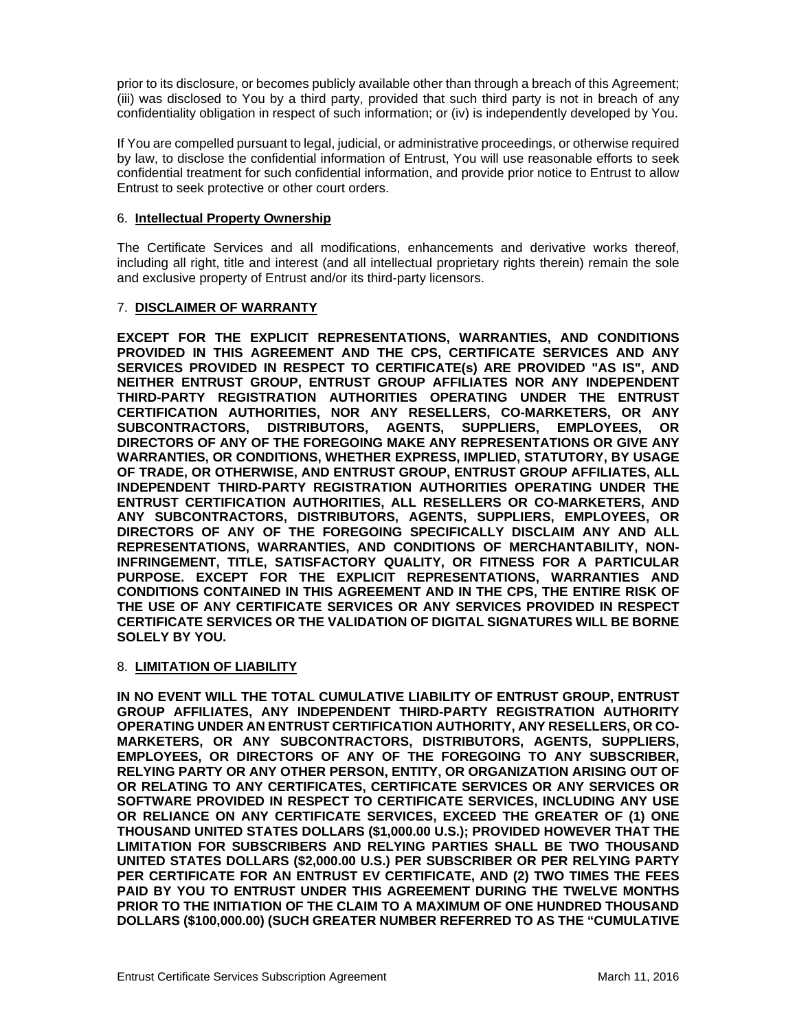prior to its disclosure, or becomes publicly available other than through a breach of this Agreement; (iii) was disclosed to You by a third party, provided that such third party is not in breach of any confidentiality obligation in respect of such information; or (iv) is independently developed by You.

If You are compelled pursuant to legal, judicial, or administrative proceedings, or otherwise required by law, to disclose the confidential information of Entrust, You will use reasonable efforts to seek confidential treatment for such confidential information, and provide prior notice to Entrust to allow Entrust to seek protective or other court orders.

## 6. Intellectual Property Ownership

The Certificate Services and all modifications, enhancements and derivative works thereof, including all right, title and interest (and all intellectual proprietary rights therein) remain the sole and exclusive property of Entrust and/or its third-party licensors.

## 7. DISCLAIMER OF WARRANTY

**EXCEPT FOR THE EXPLICIT REPRESENTATIONS, WARRANTIES, AND CONDITIONS PROVIDED IN THIS AGREEMENT AND THE CPS, CERTIFICATE SERVICES AND ANY SERVICES PROVIDED IN RESPECT TO CERTIFICATE(s) ARE PROVIDED "AS IS", AND NEITHER ENTRUST GROUP, ENTRUST GROUP AFFILIATES NOR ANY INDEPENDENT THIRD-PARTY REGISTRATION AUTHORITIES OPERATING UNDER THE ENTRUST CERTIFICATION AUTHORITIES, NOR ANY RESELLERS, CO-MARKETERS, OR ANY SUBCONTRACTORS, DISTRIBUTORS, AGENTS, SUPPLIERS, EMPLOYEES, OR DIRECTORS OF ANY OF THE FOREGOING MAKE ANY REPRESENTATIONS OR GIVE ANY WARRANTIES, OR CONDITIONS, WHETHER EXPRESS, IMPLIED, STATUTORY, BY USAGE OF TRADE, OR OTHERWISE, AND ENTRUST GROUP, ENTRUST GROUP AFFILIATES, ALL INDEPENDENT THIRD-PARTY REGISTRATION AUTHORITIES OPERATING UNDER THE ENTRUST CERTIFICATION AUTHORITIES, ALL RESELLERS OR CO-MARKETERS, AND ANY SUBCONTRACTORS, DISTRIBUTORS, AGENTS, SUPPLIERS, EMPLOYEES, OR DIRECTORS OF ANY OF THE FOREGOING SPECIFICALLY DISCLAIM ANY AND ALL REPRESENTATIONS, WARRANTIES, AND CONDITIONS OF MERCHANTABILITY, NON-INFRINGEMENT, TITLE, SATISFACTORY QUALITY, OR FITNESS FOR A PARTICULAR PURPOSE. EXCEPT FOR THE EXPLICIT REPRESENTATIONS, WARRANTIES AND CONDITIONS CONTAINED IN THIS AGREEMENT AND IN THE CPS, THE ENTIRE RISK OF THE USE OF ANY CERTIFICATE SERVICES OR ANY SERVICES PROVIDED IN RESPECT CERTIFICATE SERVICES OR THE VALIDATION OF DIGITAL SIGNATURES WILL BE BORNE SOLELY BY YOU.**

## 8. LIMITATION OF LIABILITY

**IN NO EVENT WILL THE TOTAL CUMULATIVE LIABILITY OF ENTRUST GROUP, ENTRUST GROUP AFFILIATES, ANY INDEPENDENT THIRD-PARTY REGISTRATION AUTHORITY OPERATING UNDER AN ENTRUST CERTIFICATION AUTHORITY, ANY RESELLERS, OR CO-MARKETERS, OR ANY SUBCONTRACTORS, DISTRIBUTORS, AGENTS, SUPPLIERS, EMPLOYEES, OR DIRECTORS OF ANY OF THE FOREGOING TO ANY SUBSCRIBER, RELYING PARTY OR ANY OTHER PERSON, ENTITY, OR ORGANIZATION ARISING OUT OF OR RELATING TO ANY CERTIFICATES, CERTIFICATE SERVICES OR ANY SERVICES OR SOFTWARE PROVIDED IN RESPECT TO CERTIFICATE SERVICES, INCLUDING ANY USE OR RELIANCE ON ANY CERTIFICATE SERVICES, EXCEED THE GREATER OF (1) ONE THOUSAND UNITED STATES DOLLARS ($1,000.00 U.S.); PROVIDED HOWEVER THAT THE LIMITATION FOR SUBSCRIBERS AND RELYING PARTIES SHALL BE TWO THOUSAND UNITED STATES DOLLARS ($2,000.00 U.S.) PER SUBSCRIBER OR PER RELYING PARTY PER CERTIFICATE FOR AN ENTRUST EV CERTIFICATE, AND (2) TWO TIMES THE FEES PAID BY YOU TO ENTRUST UNDER THIS AGREEMENT DURING THE TWELVE MONTHS PRIOR TO THE INITIATION OF THE CLAIM TO A MAXIMUM OF ONE HUNDRED THOUSAND DOLLARS ($100,000.00) (SUCH GREATER NUMBER REFERRED TO AS THE "CUMULATIVE**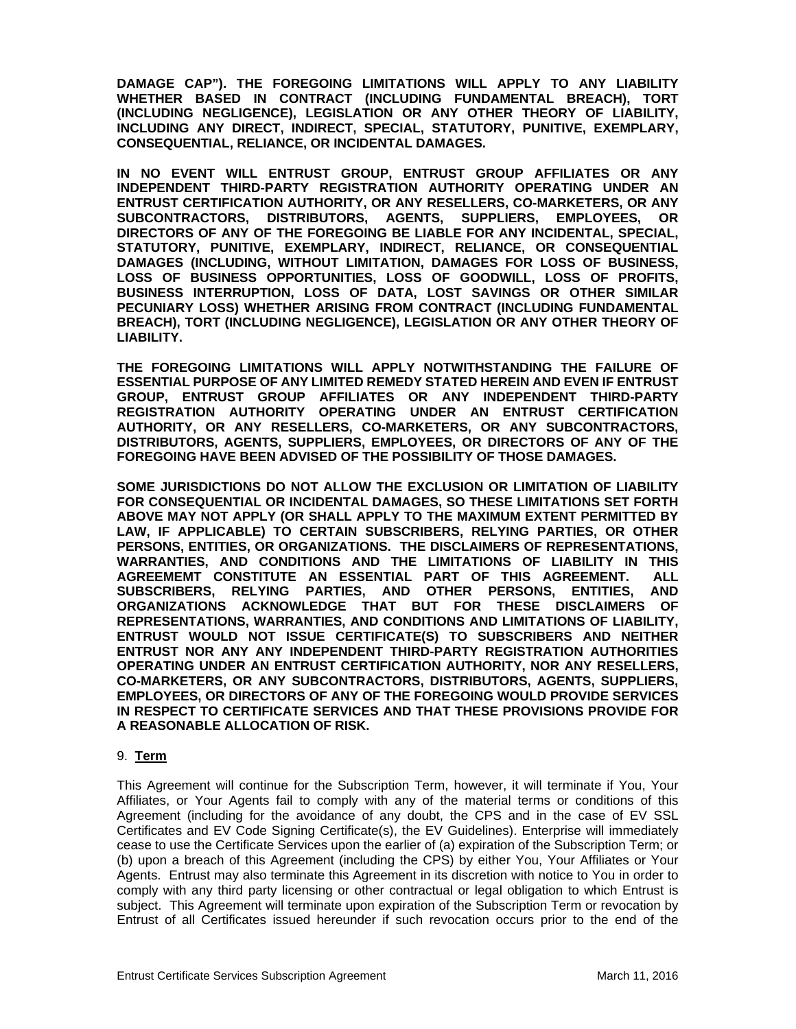**DAMAGE CAP"). THE FOREGOING LIMITATIONS WILL APPLY TO ANY LIABILITY WHETHER BASED IN CONTRACT (INCLUDING FUNDAMENTAL BREACH), TORT (INCLUDING NEGLIGENCE), LEGISLATION OR ANY OTHER THEORY OF LIABILITY, INCLUDING ANY DIRECT, INDIRECT, SPECIAL, STATUTORY, PUNITIVE, EXEMPLARY, CONSEQUENTIAL, RELIANCE, OR INCIDENTAL DAMAGES.**

**IN NO EVENT WILL ENTRUST GROUP, ENTRUST GROUP AFFILIATES OR ANY INDEPENDENT THIRD-PARTY REGISTRATION AUTHORITY OPERATING UNDER AN ENTRUST CERTIFICATION AUTHORITY, OR ANY RESELLERS, CO-MARKETERS, OR ANY SUBCONTRACTORS, DISTRIBUTORS, AGENTS, SUPPLIERS, EMPLOYEES, OR DIRECTORS OF ANY OF THE FOREGOING BE LIABLE FOR ANY INCIDENTAL, SPECIAL, STATUTORY, PUNITIVE, EXEMPLARY, INDIRECT, RELIANCE, OR CONSEQUENTIAL DAMAGES (INCLUDING, WITHOUT LIMITATION, DAMAGES FOR LOSS OF BUSINESS, LOSS OF BUSINESS OPPORTUNITIES, LOSS OF GOODWILL, LOSS OF PROFITS, BUSINESS INTERRUPTION, LOSS OF DATA, LOST SAVINGS OR OTHER SIMILAR PECUNIARY LOSS) WHETHER ARISING FROM CONTRACT (INCLUDING FUNDAMENTAL BREACH), TORT (INCLUDING NEGLIGENCE), LEGISLATION OR ANY OTHER THEORY OF LIABILITY.**

**THE FOREGOING LIMITATIONS WILL APPLY NOTWITHSTANDING THE FAILURE OF ESSENTIAL PURPOSE OF ANY LIMITED REMEDY STATED HEREIN AND EVEN IF ENTRUST GROUP, ENTRUST GROUP AFFILIATES OR ANY INDEPENDENT THIRD-PARTY REGISTRATION AUTHORITY OPERATING UNDER AN ENTRUST CERTIFICATION AUTHORITY, OR ANY RESELLERS, CO-MARKETERS, OR ANY SUBCONTRACTORS, DISTRIBUTORS, AGENTS, SUPPLIERS, EMPLOYEES, OR DIRECTORS OF ANY OF THE FOREGOING HAVE BEEN ADVISED OF THE POSSIBILITY OF THOSE DAMAGES.**

**SOME JURISDICTIONS DO NOT ALLOW THE EXCLUSION OR LIMITATION OF LIABILITY FOR CONSEQUENTIAL OR INCIDENTAL DAMAGES, SO THESE LIMITATIONS SET FORTH ABOVE MAY NOT APPLY (OR SHALL APPLY TO THE MAXIMUM EXTENT PERMITTED BY LAW, IF APPLICABLE) TO CERTAIN SUBSCRIBERS, RELYING PARTIES, OR OTHER PERSONS, ENTITIES, OR ORGANIZATIONS. THE DISCLAIMERS OF REPRESENTATIONS, WARRANTIES, AND CONDITIONS AND THE LIMITATIONS OF LIABILITY IN THIS AGREEMEMT CONSTITUTE AN ESSENTIAL PART OF THIS AGREEMENT. ALL SUBSCRIBERS, RELYING PARTIES, AND OTHER PERSONS, ENTITIES, AND ORGANIZATIONS ACKNOWLEDGE THAT BUT FOR THESE DISCLAIMERS OF REPRESENTATIONS, WARRANTIES, AND CONDITIONS AND LIMITATIONS OF LIABILITY, ENTRUST WOULD NOT ISSUE CERTIFICATE(S) TO SUBSCRIBERS AND NEITHER ENTRUST NOR ANY ANY INDEPENDENT THIRD-PARTY REGISTRATION AUTHORITIES OPERATING UNDER AN ENTRUST CERTIFICATION AUTHORITY, NOR ANY RESELLERS, CO-MARKETERS, OR ANY SUBCONTRACTORS, DISTRIBUTORS, AGENTS, SUPPLIERS, EMPLOYEES, OR DIRECTORS OF ANY OF THE FOREGOING WOULD PROVIDE SERVICES IN RESPECT TO CERTIFICATE SERVICES AND THAT THESE PROVISIONS PROVIDE FOR A REASONABLE ALLOCATION OF RISK.**

## 9. **Term**

This Agreement will continue for the Subscription Term, however, it will terminate if You, Your Affiliates, or Your Agents fail to comply with any of the material terms or conditions of this Agreement (including for the avoidance of any doubt, the CPS and in the case of EV SSL Certificates and EV Code Signing Certificate(s), the EV Guidelines). Enterprise will immediately cease to use the Certificate Services upon the earlier of (a) expiration of the Subscription Term; or (b) upon a breach of this Agreement (including the CPS) by either You, Your Affiliates or Your Agents. Entrust may also terminate this Agreement in its discretion with notice to You in order to comply with any third party licensing or other contractual or legal obligation to which Entrust is subject. This Agreement will terminate upon expiration of the Subscription Term or revocation by Entrust of all Certificates issued hereunder if such revocation occurs prior to the end of the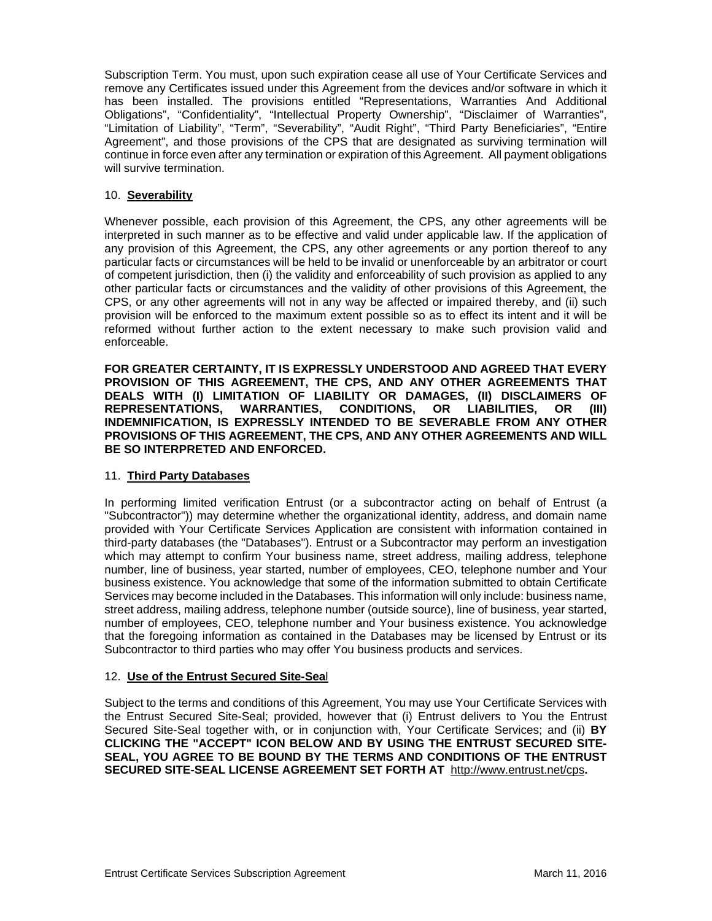Subscription Term. You must, upon such expiration cease all use of Your Certificate Services and remove any Certificates issued under this Agreement from the devices and/or software in which it has been installed. The provisions entitled "Representations, Warranties And Additional Obligations", "Confidentiality", "Intellectual Property Ownership", "Disclaimer of Warranties", "Limitation of Liability", "Term", "Severability", "Audit Right", "Third Party Beneficiaries", "Entire Agreement", and those provisions of the CPS that are designated as surviving termination will continue in force even after any termination or expiration of this Agreement. All payment obligations will survive termination.

## 10. **Severability**

Whenever possible, each provision of this Agreement, the CPS, any other agreements will be interpreted in such manner as to be effective and valid under applicable law. If the application of any provision of this Agreement, the CPS, any other agreements or any portion thereof to any particular facts or circumstances will be held to be invalid or unenforceable by an arbitrator or court of competent jurisdiction, then (i) the validity and enforceability of such provision as applied to any other particular facts or circumstances and the validity of other provisions of this Agreement, the CPS, or any other agreements will not in any way be affected or impaired thereby, and (ii) such provision will be enforced to the maximum extent possible so as to effect its intent and it will be reformed without further action to the extent necessary to make such provision valid and enforceable.

**FOR GREATER CERTAINTY, IT IS EXPRESSLY UNDERSTOOD AND AGREED THAT EVERY PROVISION OF THIS AGREEMENT, THE CPS, AND ANY OTHER AGREEMENTS THAT DEALS WITH (I) LIMITATION OF LIABILITY OR DAMAGES, (II) DISCLAIMERS OF REPRESENTATIONS, WARRANTIES, CONDITIONS, OR LIABILITIES, OR (III) INDEMNIFICATION, IS EXPRESSLY INTENDED TO BE SEVERABLE FROM ANY OTHER PROVISIONS OF THIS AGREEMENT, THE CPS, AND ANY OTHER AGREEMENTS AND WILL BE SO INTERPRETED AND ENFORCED.**

## 11. **Third Party Databases**

In performing limited verification Entrust (or a subcontractor acting on behalf of Entrust (a "Subcontractor")) may determine whether the organizational identity, address, and domain name provided with Your Certificate Services Application are consistent with information contained in third-party databases (the "Databases"). Entrust or a Subcontractor may perform an investigation which may attempt to confirm Your business name, street address, mailing address, telephone number, line of business, year started, number of employees, CEO, telephone number and Your business existence. You acknowledge that some of the information submitted to obtain Certificate Services may become included in the Databases. This information will only include: business name, street address, mailing address, telephone number (outside source), line of business, year started, number of employees, CEO, telephone number and Your business existence. You acknowledge that the foregoing information as contained in the Databases may be licensed by Entrust or its Subcontractor to third parties who may offer You business products and services.

## 12. **Use of the Entrust Secured Site-Seal**

Subject to the terms and conditions of this Agreement, You may use Your Certificate Services with the Entrust Secured Site-Seal; provided, however that (i) Entrust delivers to You the Entrust Secured Site-Seal together with, or in conjunction with, Your Certificate Services; and (ii) **BY CLICKING THE "ACCEPT" ICON BELOW AND BY USING THE ENTRUST SECURED SITE-SEAL, YOU AGREE TO BE BOUND BY THE TERMS AND CONDITIONS OF THE ENTRUST SECURED SITE-SEAL LICENSE AGREEMENT SET FORTH AT** http://www.entrust.net/cps**.**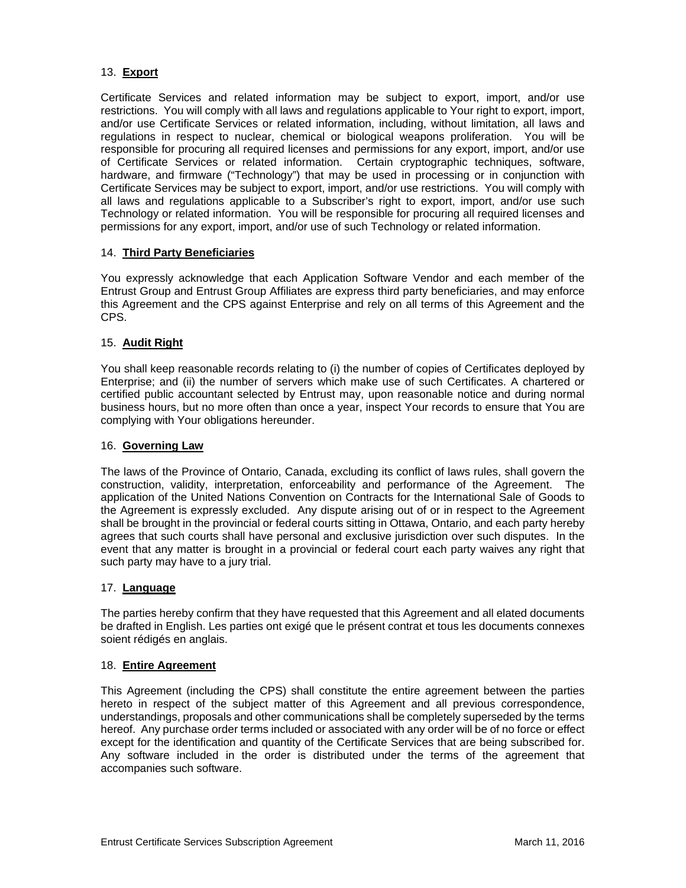13. **Export**

Certificate Services and related information may be subject to export, import, and/or use restrictions. You will comply with all laws and regulations applicable to Your right to export, import, and/or use Certificate Services or related information, including, without limitation, all laws and regulations in respect to nuclear, chemical or biological weapons proliferation. You will be responsible for procuring all required licenses and permissions for any export, import, and/or use of Certificate Services or related information. Certain cryptographic techniques, software, hardware, and firmware ("Technology") that may be used in processing or in conjunction with Certificate Services may be subject to export, import, and/or use restrictions. You will comply with all laws and regulations applicable to a Subscriber's right to export, import, and/or use such Technology or related information. You will be responsible for procuring all required licenses and permissions for any export, import, and/or use of such Technology or related information.

14. **Third Party Beneficiaries**

You expressly acknowledge that each Application Software Vendor and each member of the Entrust Group and Entrust Group Affiliates are express third party beneficiaries, and may enforce this Agreement and the CPS against Enterprise and rely on all terms of this Agreement and the CPS.

15. **Audit Right**

You shall keep reasonable records relating to (i) the number of copies of Certificates deployed by Enterprise; and (ii) the number of servers which make use of such Certificates. A chartered or certified public accountant selected by Entrust may, upon reasonable notice and during normal business hours, but no more often than once a year, inspect Your records to ensure that You are complying with Your obligations hereunder.

16. **Governing Law**

The laws of the Province of Ontario, Canada, excluding its conflict of laws rules, shall govern the construction, validity, interpretation, enforceability and performance of the Agreement. The application of the United Nations Convention on Contracts for the International Sale of Goods to the Agreement is expressly excluded. Any dispute arising out of or in respect to the Agreement shall be brought in the provincial or federal courts sitting in Ottawa, Ontario, and each party hereby agrees that such courts shall have personal and exclusive jurisdiction over such disputes. In the event that any matter is brought in a provincial or federal court each party waives any right that such party may have to a jury trial.

17. **Language**

The parties hereby confirm that they have requested that this Agreement and all elated documents be drafted in English. Les parties ont exigé que le présent contrat et tous les documents connexes soient rédigés en anglais.

18. **Entire Agreement**

This Agreement (including the CPS) shall constitute the entire agreement between the parties hereto in respect of the subject matter of this Agreement and all previous correspondence, understandings, proposals and other communications shall be completely superseded by the terms hereof. Any purchase order terms included or associated with any order will be of no force or effect except for the identification and quantity of the Certificate Services that are being subscribed for. Any software included in the order is distributed under the terms of the agreement that accompanies such software.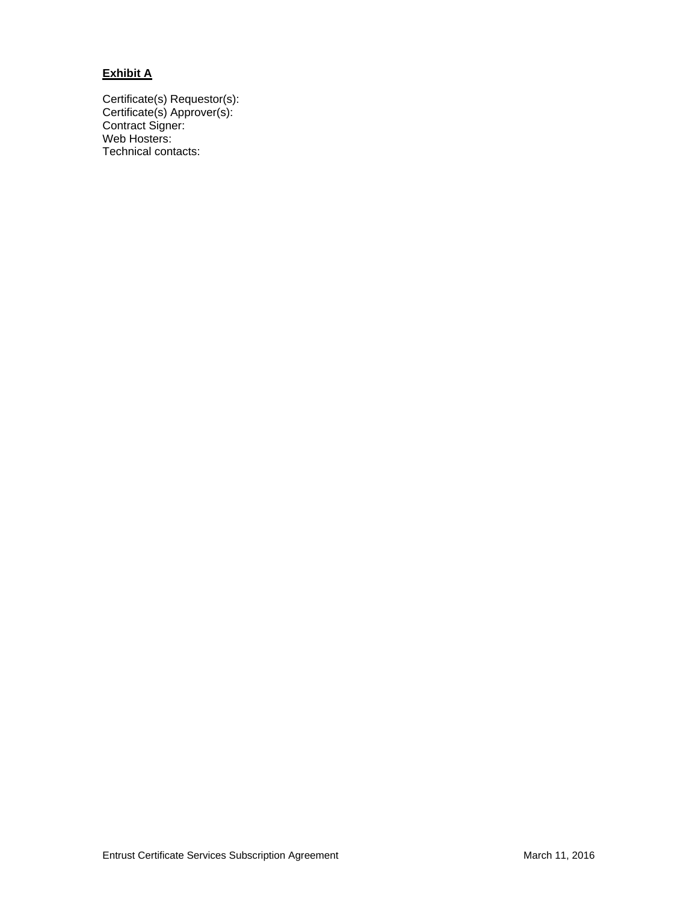**Exhibit A**

Certificate(s) Requestor(s):
Certificate(s) Approver(s):
Contract Signer:
Web Hosters:
Technical contacts: